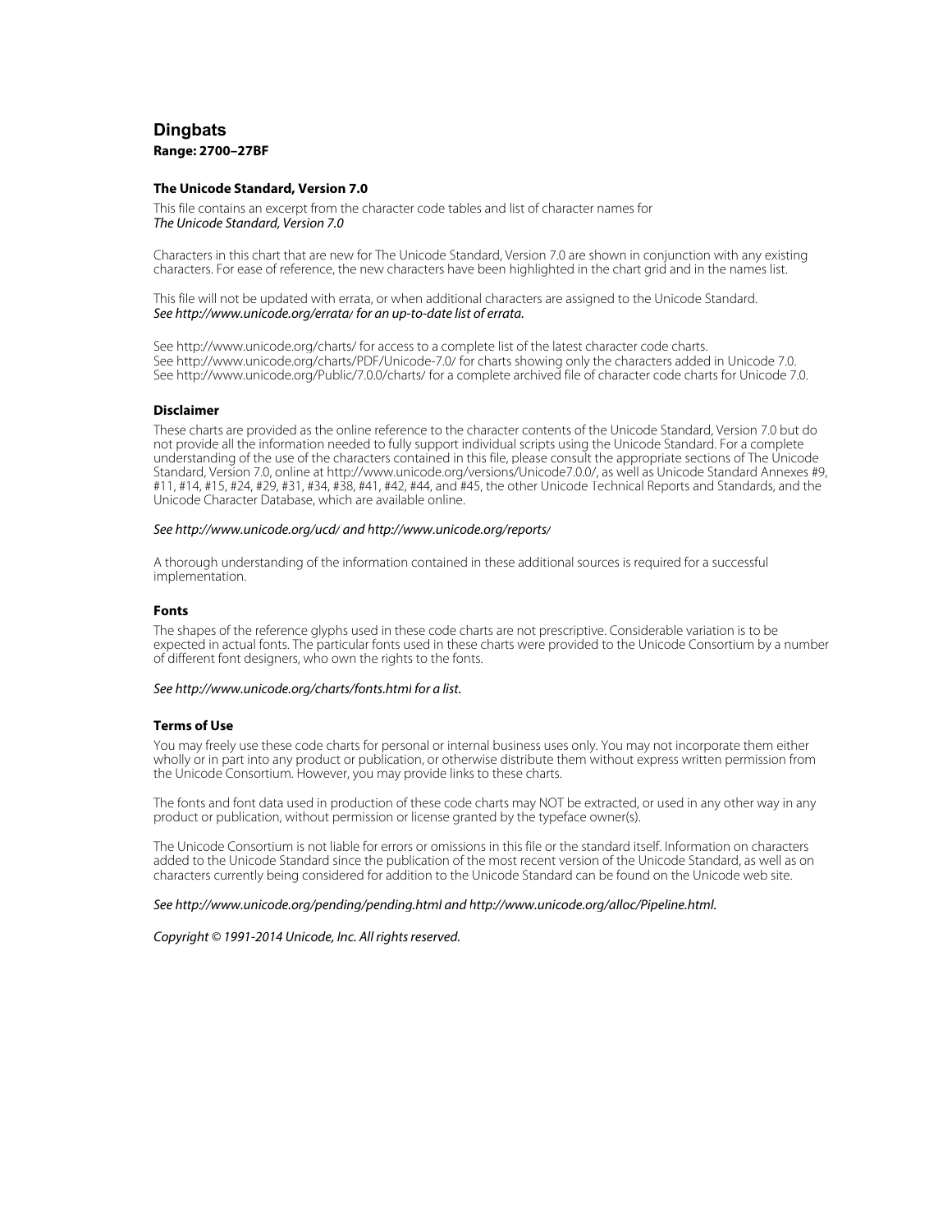# Dingbats

**Range: 2700–27BF**

### The Unicode Standard, Version 7.0

This file contains an excerpt from the character code tables and list of character names for
*The Unicode Standard, Version 7.0*

Characters in this chart that are new for The Unicode Standard, Version 7.0 are shown in conjunction with any existing characters. For ease of reference, the new characters have been highlighted in the chart grid and in the names list.

This file will not be updated with errata, or when additional characters are assigned to the Unicode Standard.
*See http://www.unicode.org/errata/ for an up-to-date list of errata.*

See http://www.unicode.org/charts/ for access to a complete list of the latest character code charts.
See http://www.unicode.org/charts/PDF/Unicode-7.0/ for charts showing only the characters added in Unicode 7.0.
See http://www.unicode.org/Public/7.0.0/charts/ for a complete archived file of character code charts for Unicode 7.0.

### Disclaimer

These charts are provided as the online reference to the character contents of the Unicode Standard, Version 7.0 but do not provide all the information needed to fully support individual scripts using the Unicode Standard. For a complete understanding of the use of the characters contained in this file, please consult the appropriate sections of The Unicode Standard, Version 7.0, online at http://www.unicode.org/versions/Unicode7.0.0/, as well as Unicode Standard Annexes #9, #11, #14, #15, #24, #29, #31, #34, #38, #41, #42, #44, and #45, the other Unicode Technical Reports and Standards, and the Unicode Character Database, which are available online.

*See http://www.unicode.org/ucd/ and http://www.unicode.org/reports/*

A thorough understanding of the information contained in these additional sources is required for a successful implementation.

### Fonts

The shapes of the reference glyphs used in these code charts are not prescriptive. Considerable variation is to be expected in actual fonts. The particular fonts used in these charts were provided to the Unicode Consortium by a number of different font designers, who own the rights to the fonts.

*See http://www.unicode.org/charts/fonts.html for a list.*

### Terms of Use

You may freely use these code charts for personal or internal business uses only. You may not incorporate them either wholly or in part into any product or publication, or otherwise distribute them without express written permission from the Unicode Consortium. However, you may provide links to these charts.

The fonts and font data used in production of these code charts may NOT be extracted, or used in any other way in any product or publication, without permission or license granted by the typeface owner(s).

The Unicode Consortium is not liable for errors or omissions in this file or the standard itself. Information on characters added to the Unicode Standard since the publication of the most recent version of the Unicode Standard, as well as on characters currently being considered for addition to the Unicode Standard can be found on the Unicode web site.

*See http://www.unicode.org/pending/pending.html and http://www.unicode.org/alloc/Pipeline.html.*

*Copyright © 1991-2014 Unicode, Inc. All rights reserved.*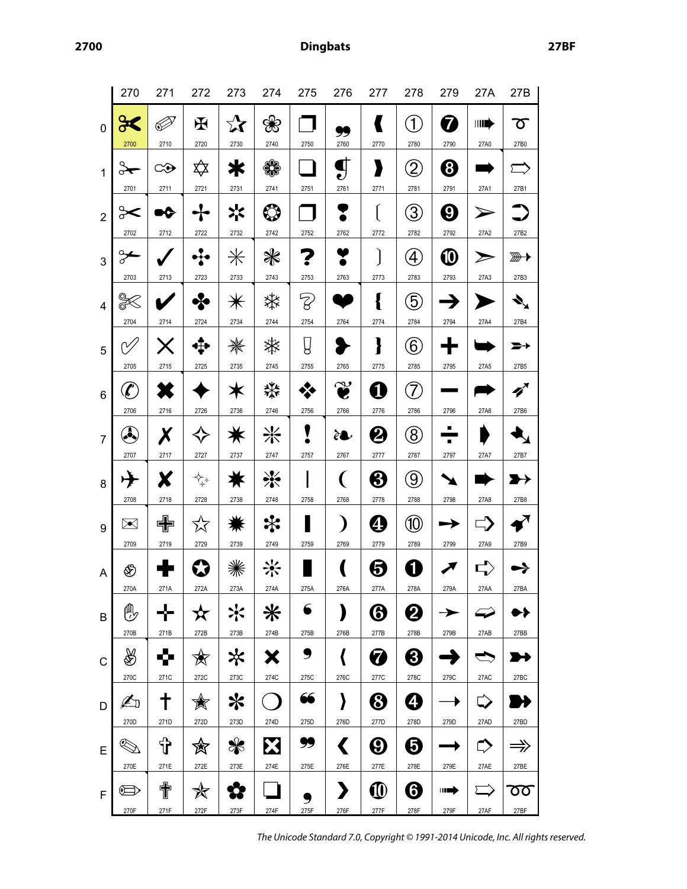# Dingbats

| | 270 | 271 | 272 | 273 | 274 | 275 | 276 | 277 | 278 | 279 | 27A | 27B |
|---|---|---|---|---|---|---|---|---|---|---|---|---|
| 0 | ✀ 2700 | ✐ 2710 | ✠ 2720 | ✰ 2730 | ❀ 2740 | ❐ 2750 | ❠ 2760 | ❰ 2770 | ➀ 2780 | ➐ 2790 | ➠ 27A0 | ➰ 27B0 |
| 1 | ✁ 2701 | ✑ 2711 | ✡ 2721 | ✱ 2731 | ❁ 2741 | ❑ 2751 | ❡ 2761 | ❱ 2771 | ➁ 2781 | ➑ 2791 | ➡ 27A1 | ➱ 27B1 |
| 2 | ✂ 2702 | ✒ 2712 | ✢ 2722 | ✲ 2732 | ❂ 2742 | ❒ 2752 | ❢ 2762 | ❲ 2772 | ➂ 2782 | ➒ 2792 | ➢ 27A2 | ➲ 27B2 |
| 3 | ✃ 2703 | ✓ 2713 | ✣ 2723 | ✳ 2733 | ❃ 2743 | ❓ 2753 | ❣ 2763 | ❳ 2773 | ➃ 2783 | ➓ 2793 | ➣ 27A3 | ➳ 27B3 |
| 4 | ✄ 2704 | ✔ 2714 | ✤ 2724 | ✴ 2734 | ❄ 2744 | ❔ 2754 | ❤ 2764 | ❴ 2774 | ➄ 2784 | ➔ 2794 | ➤ 27A4 | ➴ 27B4 |
| 5 | ✅ 2705 | ✕ 2715 | ✥ 2725 | ✵ 2735 | ❅ 2745 | ❕ 2755 | ❥ 2765 | ❵ 2775 | ➅ 2785 | ➕ 2795 | ➥ 27A5 | ➵ 27B5 |
| 6 | ✆ 2706 | ✖ 2716 | ✦ 2726 | ✶ 2736 | ❆ 2746 | ❖ 2756 | ❦ 2766 | ❶ 2776 | ➆ 2786 | ➖ 2796 | ➦ 27A6 | ➶ 27B6 |
| 7 | ✇ 2707 | ✗ 2717 | ✧ 2727 | ✷ 2737 | ❇ 2747 | ❗ 2757 | ❧ 2767 | ❷ 2777 | ➇ 2787 | ➗ 2797 | ➧ 27A7 | ➷ 27B7 |
| 8 | ✈ 2708 | ✘ 2718 | ✨ 2728 | ✸ 2738 | ❈ 2748 | ❘ 2758 | ❨ 2768 | ❸ 2778 | ➈ 2788 | ➘ 2798 | ➨ 27A8 | ➸ 27B8 |
| 9 | ✉ 2709 | ✙ 2719 | ✩ 2729 | ✹ 2739 | ❉ 2749 | ❙ 2759 | ❩ 2769 | ❹ 2779 | ➉ 2789 | ➙ 2799 | ➩ 27A9 | ➹ 27B9 |
| A | ✊ 270A | ✚ 271A | ✪ 272A | ✺ 273A | ❊ 274A | ❚ 275A | ❪ 276A | ❺ 277A | ➊ 278A | ➚ 279A | ➪ 27AA | ➺ 27BA |
| B | ✋ 270B | ✛ 271B | ✫ 272B | ✻ 273B | ❋ 274B | ❛ 275B | ❫ 276B | ❻ 277B | ➋ 278B | ➛ 279B | ➫ 27AB | ➻ 27BB |
| C | ✌ 270C | ✜ 271C | ✬ 272C | ✼ 273C | ❌ 274C | ❜ 275C | ❬ 276C | ❼ 277C | ➌ 278C | ➜ 279C | ➬ 27AC | ➼ 27BC |
| D | ✍ 270D | ✝ 271D | ✭ 272D | ✽ 273D | ❍ 274D | ❝ 275D | ❭ 276D | ❽ 277D | ➍ 278D | ➝ 279D | ➭ 27AD | ➽ 27BD |
| E | ✎ 270E | ✞ 271E | ✮ 272E | ✾ 273E | ❎ 274E | ❞ 275E | ❮ 276E | ❾ 277E | ➎ 278E | ➞ 279E | ➮ 27AE | ➾ 27BE |
| F | ✏ 270F | ✟ 271F | ✯ 272F | ✿ 273F | ❏ 274F | ❟ 275F | ❯ 276F | ❿ 277F | ➏ 278F | ➟ 279F | ➯ 27AF | ➿ 27BF |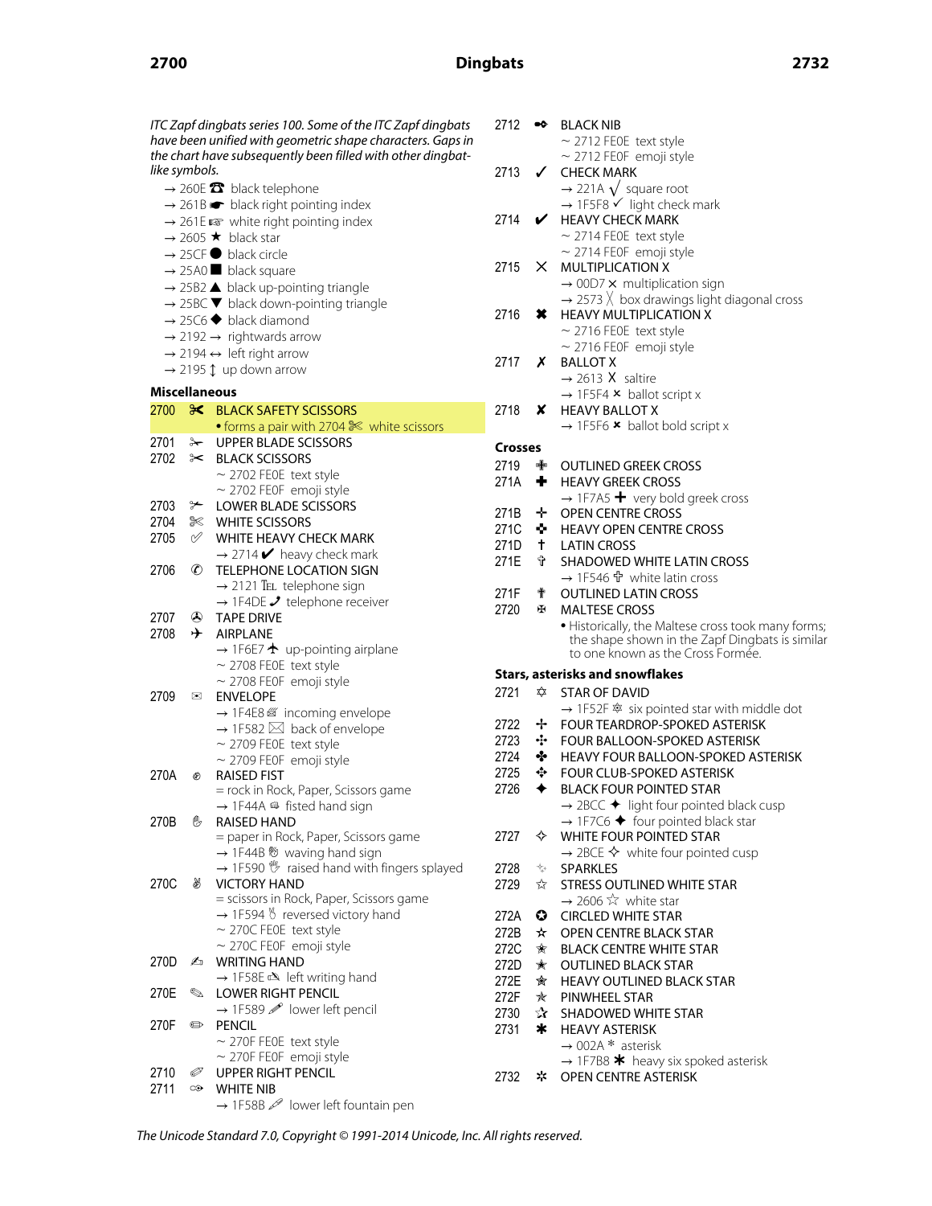*ITC Zapf dingbats series 100. Some of the ITC Zapf dingbats have been unified with geometric shape characters. Gaps in the chart have subsequently been filled with other dingbat-like symbols.*

- → 260E ☎ black telephone
- → 261B ☛ black right pointing index
- → 261E ☞ white right pointing index
- → 2605 ★ black star
- → 25CF ● black circle
- → 25A0 ■ black square
- → 25B2 ▲ black up-pointing triangle
- → 25BC ▼ black down-pointing triangle
- → 25C6 ◆ black diamond
- → 2192 → rightwards arrow
- → 2194 ↔ left right arrow
- → 2195 ↕ up down arrow

### Miscellaneous

2700 ✀ BLACK SAFETY SCISSORS
- • forms a pair with 2704 ✄ white scissors

2701 ✁ UPPER BLADE SCISSORS

2702 ✂ BLACK SCISSORS
- ~ 2702 FE0E text style
- ~ 2702 FE0F emoji style

2703 ✃ LOWER BLADE SCISSORS

2704 ✄ WHITE SCISSORS

2705 ✅ WHITE HEAVY CHECK MARK
- → 2714 ✔ heavy check mark

2706 ✆ TELEPHONE LOCATION SIGN
- → 2121 ℡ telephone sign
- → 1F4DE 📞 telephone receiver

2707 ✇ TAPE DRIVE

2708 ✈ AIRPLANE
- → 1F6E7 🛧 up-pointing airplane
- ~ 2708 FE0E text style
- ~ 2708 FE0F emoji style

2709 ✉ ENVELOPE
- → 1F4E8 📨 incoming envelope
- → 1F582 🖂 back of envelope
- ~ 2709 FE0E text style
- ~ 2709 FE0F emoji style

270A ✊ RAISED FIST
- = rock in Rock, Paper, Scissors game
- → 1F44A 👊 fisted hand sign

270B ✋ RAISED HAND
- = paper in Rock, Paper, Scissors game
- → 1F44B 👋 waving hand sign
- → 1F590 🖐 raised hand with fingers splayed

270C ✌ VICTORY HAND
- = scissors in Rock, Paper, Scissors game
- → 1F594 🖔 reversed victory hand
- ~ 270C FE0E text style
- ~ 270C FE0F emoji style

270D ✍ WRITING HAND
- → 1F58E 🖎 left writing hand

270E ✎ LOWER RIGHT PENCIL
- → 1F589 🖉 lower left pencil

270F ✏ PENCIL
- ~ 270F FE0E text style
- ~ 270F FE0F emoji style

2710 ✐ UPPER RIGHT PENCIL

2711 ✑ WHITE NIB
- → 1F58B 🖋 lower left fountain pen

2712 ✒ BLACK NIB
- ~ 2712 FE0E text style
- ~ 2712 FE0F emoji style

2713 ✓ CHECK MARK
- → 221A √ square root
- → 1F5F8 🗸 light check mark

2714 ✔ HEAVY CHECK MARK
- ~ 2714 FE0E text style
- ~ 2714 FE0F emoji style

2715 ✕ MULTIPLICATION X
- → 00D7 × multiplication sign
- → 2573 ╳ box drawings light diagonal cross

2716 ✖ HEAVY MULTIPLICATION X
- ~ 2716 FE0E text style
- ~ 2716 FE0F emoji style

2717 ✗ BALLOT X
- → 2613 ☓ saltire
- → 1F5F4 🗴 ballot script x

2718 ✘ HEAVY BALLOT X
- → 1F5F6 🗶 ballot bold script x

### Crosses

2719 ✙ OUTLINED GREEK CROSS

271A ✚ HEAVY GREEK CROSS
- → 1F7A5 🞥 very bold greek cross

271B ✛ OPEN CENTRE CROSS

271C ✜ HEAVY OPEN CENTRE CROSS

271D ✝ LATIN CROSS

271E ✞ SHADOWED WHITE LATIN CROSS
- → 1F546 🕆 white latin cross

271F ✟ OUTLINED LATIN CROSS

2720 ✠ MALTESE CROSS
- • Historically, the Maltese cross took many forms; the shape shown in the Zapf Dingbats is similar to one known as the Cross Formée.

### Stars, asterisks and snowflakes

2721 ✡ STAR OF DAVID
- → 1F52F 🔯 six pointed star with middle dot

2722 ✢ FOUR TEARDROP-SPOKED ASTERISK

2723 ✣ FOUR BALLOON-SPOKED ASTERISK

2724 ✤ HEAVY FOUR BALLOON-SPOKED ASTERISK

2725 ✥ FOUR CLUB-SPOKED ASTERISK

2726 ✦ BLACK FOUR POINTED STAR
- → 2BCC ⯌ light four pointed black cusp
- → 1F7C6 🟆 four pointed black star

2727 ✧ WHITE FOUR POINTED STAR
- → 2BCE ⯎ white four pointed cusp

2728 ✨ SPARKLES

2729 ✩ STRESS OUTLINED WHITE STAR
- → 2606 ☆ white star

272A ✪ CIRCLED WHITE STAR

272B ✫ OPEN CENTRE BLACK STAR

272C ✬ BLACK CENTRE WHITE STAR

272D ✭ OUTLINED BLACK STAR

272E ✮ HEAVY OUTLINED BLACK STAR

272F ✯ PINWHEEL STAR

2730 ✰ SHADOWED WHITE STAR

2731 ✱ HEAVY ASTERISK
- → 002A * asterisk
- → 1F7B8 🞸 heavy six spoked asterisk

2732 ✲ OPEN CENTRE ASTERISK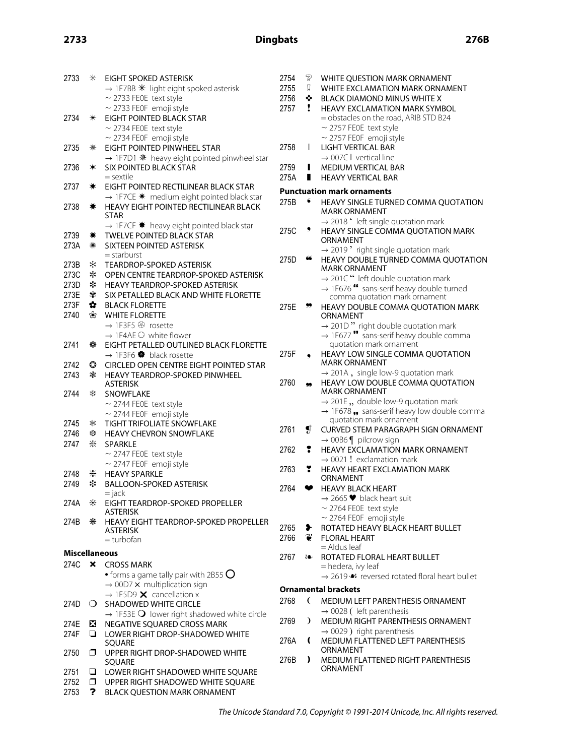2733 ✳ EIGHT SPOKED ASTERISK
→ 1F7BB 🞻 light eight spoked asterisk
~ 2733 FE0E text style
~ 2733 FE0F emoji style

2734 ✴ EIGHT POINTED BLACK STAR
~ 2734 FE0E text style
~ 2734 FE0F emoji style

2735 ✵ EIGHT POINTED PINWHEEL STAR
→ 1F7D1 🟑 heavy eight pointed pinwheel star

2736 ✶ SIX POINTED BLACK STAR
= sextile

2737 ✷ EIGHT POINTED RECTILINEAR BLACK STAR
→ 1F7CE 🟎 medium eight pointed black star

2738 ✸ HEAVY EIGHT POINTED RECTILINEAR BLACK STAR
→ 1F7CF 🟏 heavy eight pointed black star

2739 ✹ TWELVE POINTED BLACK STAR

273A ✺ SIXTEEN POINTED ASTERISK
= starburst

273B ✻ TEARDROP-SPOKED ASTERISK

273C ✼ OPEN CENTRE TEARDROP-SPOKED ASTERISK

273D ✽ HEAVY TEARDROP-SPOKED ASTERISK

273E ✾ SIX PETALLED BLACK AND WHITE FLORETTE

273F ✿ BLACK FLORETTE

2740 ❀ WHITE FLORETTE
→ 1F3F5 🏵 rosette
→ 1F4AE 💮 white flower

2741 ❁ EIGHT PETALLED OUTLINED BLACK FLORETTE
→ 1F3F6 🏶 black rosette

2742 ❂ CIRCLED OPEN CENTRE EIGHT POINTED STAR

2743 ❃ HEAVY TEARDROP-SPOKED PINWHEEL ASTERISK

2744 ❄ SNOWFLAKE
~ 2744 FE0E text style
~ 2744 FE0F emoji style

2745 ❅ TIGHT TRIFOLIATE SNOWFLAKE

2746 ❆ HEAVY CHEVRON SNOWFLAKE

2747 ❇ SPARKLE
~ 2747 FE0E text style
~ 2747 FE0F emoji style

2748 ❈ HEAVY SPARKLE

2749 ❉ BALLOON-SPOKED ASTERISK
= jack

274A ❊ EIGHT TEARDROP-SPOKED PROPELLER ASTERISK

274B ❋ HEAVY EIGHT TEARDROP-SPOKED PROPELLER ASTERISK
= turbofan

**Miscellaneous**

274C ❌ CROSS MARK
• forms a game tally pair with 2B55 ⭕
→ 00D7 × multiplication sign
→ 1F5D9 🗙 cancellation x

274D ❍ SHADOWED WHITE CIRCLE
→ 1F53E 🔾 lower right shadowed white circle

274E ❎ NEGATIVE SQUARED CROSS MARK

274F ❏ LOWER RIGHT DROP-SHADOWED WHITE SQUARE

2750 ❐ UPPER RIGHT DROP-SHADOWED WHITE SQUARE

2751 ❑ LOWER RIGHT SHADOWED WHITE SQUARE

2752 ❒ UPPER RIGHT SHADOWED WHITE SQUARE

2753 ❓ BLACK QUESTION MARK ORNAMENT

2754 ❔ WHITE QUESTION MARK ORNAMENT

2755 ❕ WHITE EXCLAMATION MARK ORNAMENT

2756 ❖ BLACK DIAMOND MINUS WHITE X

2757 ❗ HEAVY EXCLAMATION MARK SYMBOL
= obstacles on the road, ARIB STD B24
~ 2757 FE0E text style
~ 2757 FE0F emoji style

2758 ❘ LIGHT VERTICAL BAR
→ 007C | vertical line

2759 ❙ MEDIUM VERTICAL BAR

275A ❚ HEAVY VERTICAL BAR

**Punctuation mark ornaments**

275B ❛ HEAVY SINGLE TURNED COMMA QUOTATION MARK ORNAMENT
→ 2018 ‘ left single quotation mark

275C ❜ HEAVY SINGLE COMMA QUOTATION MARK ORNAMENT
→ 2019 ’ right single quotation mark

275D ❝ HEAVY DOUBLE TURNED COMMA QUOTATION MARK ORNAMENT
→ 201C “ left double quotation mark
→ 1F676 🙶 sans-serif heavy double turned comma quotation mark ornament

275E ❞ HEAVY DOUBLE COMMA QUOTATION MARK ORNAMENT
→ 201D ” right double quotation mark
→ 1F677 🙷 sans-serif heavy double comma quotation mark ornament

275F ❟ HEAVY LOW SINGLE COMMA QUOTATION MARK ORNAMENT
→ 201A ‚ single low-9 quotation mark

2760 ❠ HEAVY LOW DOUBLE COMMA QUOTATION MARK ORNAMENT
→ 201E „ double low-9 quotation mark
→ 1F678 🙸 sans-serif heavy low double comma quotation mark ornament

2761 ❡ CURVED STEM PARAGRAPH SIGN ORNAMENT
→ 00B6 ¶ pilcrow sign

2762 ❢ HEAVY EXCLAMATION MARK ORNAMENT
→ 0021 ! exclamation mark

2763 ❣ HEAVY HEART EXCLAMATION MARK ORNAMENT

2764 ❤ HEAVY BLACK HEART
→ 2665 ♥ black heart suit
~ 2764 FE0E text style
~ 2764 FE0F emoji style

2765 ❥ ROTATED HEAVY BLACK HEART BULLET

2766 ❦ FLORAL HEART
= Aldus leaf

2767 ❧ ROTATED FLORAL HEART BULLET
= hedera, ivy leaf
→ 2619 ☙ reversed rotated floral heart bullet

**Ornamental brackets**

2768 ❨ MEDIUM LEFT PARENTHESIS ORNAMENT
→ 0028 ( left parenthesis

2769 ❩ MEDIUM RIGHT PARENTHESIS ORNAMENT
→ 0029 ) right parenthesis

276A ❪ MEDIUM FLATTENED LEFT PARENTHESIS ORNAMENT

276B ❫ MEDIUM FLATTENED RIGHT PARENTHESIS ORNAMENT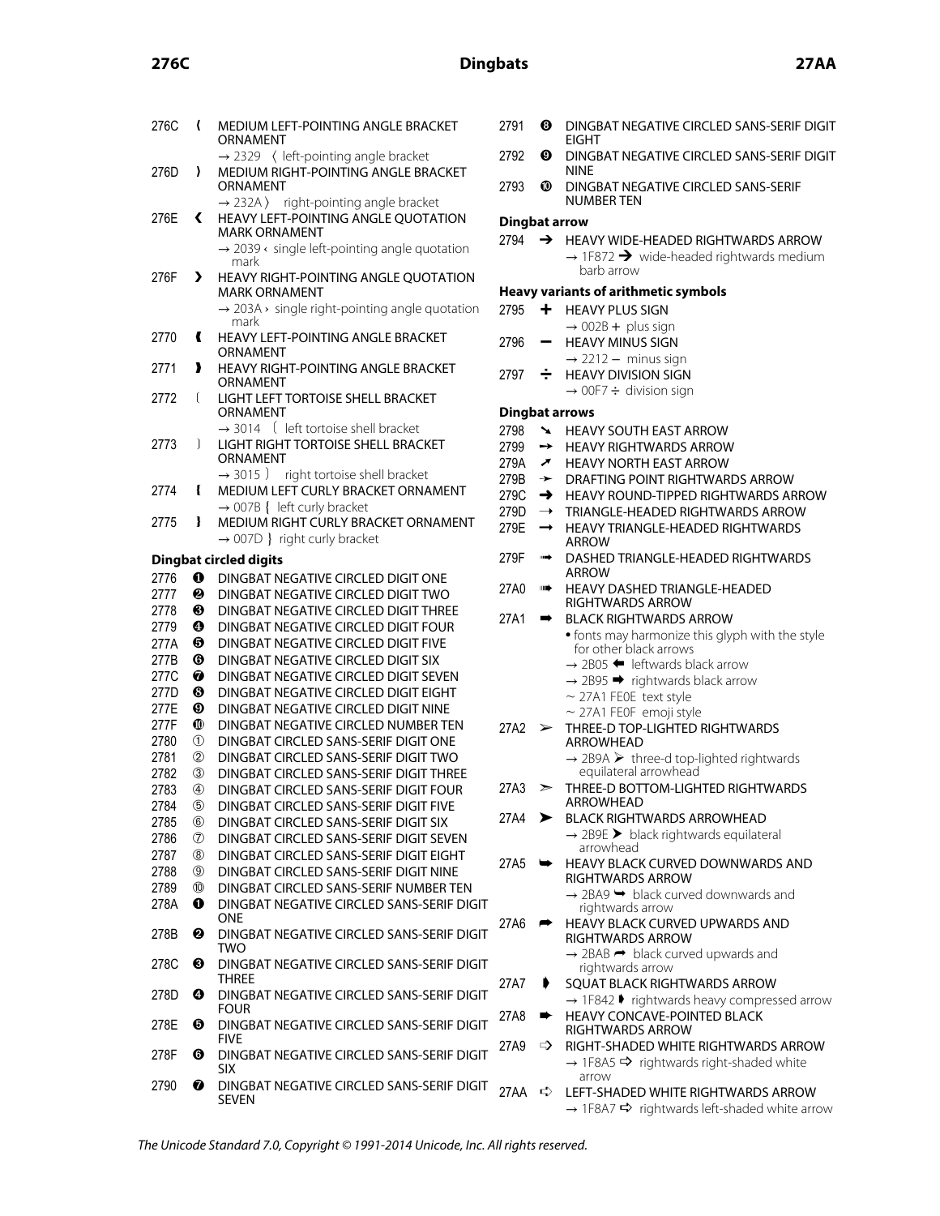276C ❬ MEDIUM LEFT-POINTING ANGLE BRACKET ORNAMENT
→ 2329 〈 left-pointing angle bracket

276D ❭ MEDIUM RIGHT-POINTING ANGLE BRACKET ORNAMENT
→ 232A 〉 right-pointing angle bracket

276E ❮ HEAVY LEFT-POINTING ANGLE QUOTATION MARK ORNAMENT
→ 2039 ‹ single left-pointing angle quotation mark

276F ❯ HEAVY RIGHT-POINTING ANGLE QUOTATION MARK ORNAMENT
→ 203A › single right-pointing angle quotation mark

2770 ❰ HEAVY LEFT-POINTING ANGLE BRACKET ORNAMENT

2771 ❱ HEAVY RIGHT-POINTING ANGLE BRACKET ORNAMENT

2772 ❲ LIGHT LEFT TORTOISE SHELL BRACKET ORNAMENT
→ 3014 〔 left tortoise shell bracket

2773 ❳ LIGHT RIGHT TORTOISE SHELL BRACKET ORNAMENT
→ 3015 〕 right tortoise shell bracket

2774 ❴ MEDIUM LEFT CURLY BRACKET ORNAMENT
→ 007B { left curly bracket

2775 ❵ MEDIUM RIGHT CURLY BRACKET ORNAMENT
→ 007D } right curly bracket

### Dingbat circled digits

2776 ❶ DINGBAT NEGATIVE CIRCLED DIGIT ONE
2777 ❷ DINGBAT NEGATIVE CIRCLED DIGIT TWO
2778 ❸ DINGBAT NEGATIVE CIRCLED DIGIT THREE
2779 ❹ DINGBAT NEGATIVE CIRCLED DIGIT FOUR
277A ❺ DINGBAT NEGATIVE CIRCLED DIGIT FIVE
277B ❻ DINGBAT NEGATIVE CIRCLED DIGIT SIX
277C ❼ DINGBAT NEGATIVE CIRCLED DIGIT SEVEN
277D ❽ DINGBAT NEGATIVE CIRCLED DIGIT EIGHT
277E ❾ DINGBAT NEGATIVE CIRCLED DIGIT NINE
277F ❿ DINGBAT NEGATIVE CIRCLED NUMBER TEN
2780 ➀ DINGBAT CIRCLED SANS-SERIF DIGIT ONE
2781 ➁ DINGBAT CIRCLED SANS-SERIF DIGIT TWO
2782 ➂ DINGBAT CIRCLED SANS-SERIF DIGIT THREE
2783 ➃ DINGBAT CIRCLED SANS-SERIF DIGIT FOUR
2784 ➄ DINGBAT CIRCLED SANS-SERIF DIGIT FIVE
2785 ➅ DINGBAT CIRCLED SANS-SERIF DIGIT SIX
2786 ➆ DINGBAT CIRCLED SANS-SERIF DIGIT SEVEN
2787 ➇ DINGBAT CIRCLED SANS-SERIF DIGIT EIGHT
2788 ➈ DINGBAT CIRCLED SANS-SERIF DIGIT NINE
2789 ➉ DINGBAT CIRCLED SANS-SERIF NUMBER TEN
278A ➊ DINGBAT NEGATIVE CIRCLED SANS-SERIF DIGIT ONE
278B ➋ DINGBAT NEGATIVE CIRCLED SANS-SERIF DIGIT TWO
278C ➌ DINGBAT NEGATIVE CIRCLED SANS-SERIF DIGIT THREE
278D ➍ DINGBAT NEGATIVE CIRCLED SANS-SERIF DIGIT FOUR
278E ➎ DINGBAT NEGATIVE CIRCLED SANS-SERIF DIGIT FIVE
278F ➏ DINGBAT NEGATIVE CIRCLED SANS-SERIF DIGIT SIX
2790 ➐ DINGBAT NEGATIVE CIRCLED SANS-SERIF DIGIT SEVEN
2791 ➑ DINGBAT NEGATIVE CIRCLED SANS-SERIF DIGIT EIGHT
2792 ➒ DINGBAT NEGATIVE CIRCLED SANS-SERIF DIGIT NINE
2793 ➓ DINGBAT NEGATIVE CIRCLED SANS-SERIF NUMBER TEN

### Dingbat arrow

2794 ➔ HEAVY WIDE-HEADED RIGHTWARDS ARROW
→ 1F872 🡲 wide-headed rightwards medium barb arrow

### Heavy variants of arithmetic symbols

2795 ➕ HEAVY PLUS SIGN
→ 002B + plus sign

2796 ➖ HEAVY MINUS SIGN
→ 2212 − minus sign

2797 ➗ HEAVY DIVISION SIGN
→ 00F7 ÷ division sign

### Dingbat arrows

2798 ➘ HEAVY SOUTH EAST ARROW
2799 ➙ HEAVY RIGHTWARDS ARROW
279A ➚ HEAVY NORTH EAST ARROW
279B ➛ DRAFTING POINT RIGHTWARDS ARROW
279C ➜ HEAVY ROUND-TIPPED RIGHTWARDS ARROW
279D ➝ TRIANGLE-HEADED RIGHTWARDS ARROW
279E ➞ HEAVY TRIANGLE-HEADED RIGHTWARDS ARROW
279F ➟ DASHED TRIANGLE-HEADED RIGHTWARDS ARROW
27A0 ➠ HEAVY DASHED TRIANGLE-HEADED RIGHTWARDS ARROW

27A1 ➡ BLACK RIGHTWARDS ARROW
• fonts may harmonize this glyph with the style for other black arrows
→ 2B05 ⬅ leftwards black arrow
→ 2B95 ⮕ rightwards black arrow
~ 27A1 FE0E text style
~ 27A1 FE0F emoji style

27A2 ➢ THREE-D TOP-LIGHTED RIGHTWARDS ARROWHEAD
→ 2B9A ⮚ three-d top-lighted rightwards equilateral arrowhead

27A3 ➣ THREE-D BOTTOM-LIGHTED RIGHTWARDS ARROWHEAD

27A4 ➤ BLACK RIGHTWARDS ARROWHEAD
→ 2B9E ⮞ black rightwards equilateral arrowhead

27A5 ➥ HEAVY BLACK CURVED DOWNWARDS AND RIGHTWARDS ARROW
→ 2BA9 ⮩ black curved downwards and rightwards arrow

27A6 ➦ HEAVY BLACK CURVED UPWARDS AND RIGHTWARDS ARROW
→ 2BAB ⮫ black curved upwards and rightwards arrow

27A7 ➧ SQUAT BLACK RIGHTWARDS ARROW
→ 1F842 🡂 rightwards heavy compressed arrow

27A8 ➨ HEAVY CONCAVE-POINTED BLACK RIGHTWARDS ARROW

27A9 ➩ RIGHT-SHADED WHITE RIGHTWARDS ARROW
→ 1F8A5 🢥 rightwards right-shaded white arrow

27AA ➪ LEFT-SHADED WHITE RIGHTWARDS ARROW
→ 1F8A7 🢧 rightwards left-shaded white arrow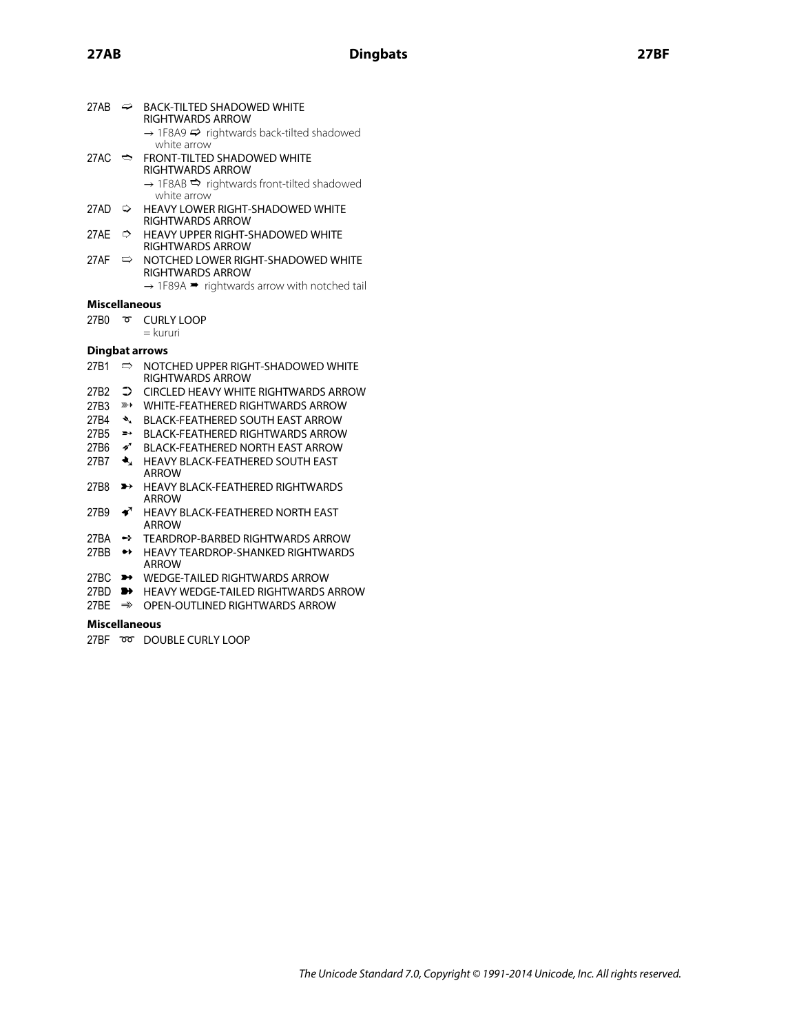27AB ➫ BACK-TILTED SHADOWED WHITE RIGHTWARDS ARROW
→ 1F8A9 🢩 rightwards back-tilted shadowed white arrow

27AC ➬ FRONT-TILTED SHADOWED WHITE RIGHTWARDS ARROW
→ 1F8AB 🢫 rightwards front-tilted shadowed white arrow

27AD ➭ HEAVY LOWER RIGHT-SHADOWED WHITE RIGHTWARDS ARROW

27AE ➮ HEAVY UPPER RIGHT-SHADOWED WHITE RIGHTWARDS ARROW

27AF ➯ NOTCHED LOWER RIGHT-SHADOWED WHITE RIGHTWARDS ARROW
→ 1F89A 🢚 rightwards arrow with notched tail

**Miscellaneous**

27B0 ➰ CURLY LOOP
= kururi

**Dingbat arrows**

27B1 ➱ NOTCHED UPPER RIGHT-SHADOWED WHITE RIGHTWARDS ARROW

27B2 ➲ CIRCLED HEAVY WHITE RIGHTWARDS ARROW

27B3 ➳ WHITE-FEATHERED RIGHTWARDS ARROW

27B4 ➴ BLACK-FEATHERED SOUTH EAST ARROW

27B5 ➵ BLACK-FEATHERED RIGHTWARDS ARROW

27B6 ➶ BLACK-FEATHERED NORTH EAST ARROW

27B7 ➷ HEAVY BLACK-FEATHERED SOUTH EAST ARROW

27B8 ➸ HEAVY BLACK-FEATHERED RIGHTWARDS ARROW

27B9 ➹ HEAVY BLACK-FEATHERED NORTH EAST ARROW

27BA ➺ TEARDROP-BARBED RIGHTWARDS ARROW

27BB ➻ HEAVY TEARDROP-SHANKED RIGHTWARDS ARROW

27BC ➼ WEDGE-TAILED RIGHTWARDS ARROW

27BD ➽ HEAVY WEDGE-TAILED RIGHTWARDS ARROW

27BE ➾ OPEN-OUTLINED RIGHTWARDS ARROW

**Miscellaneous**

27BF ➿ DOUBLE CURLY LOOP